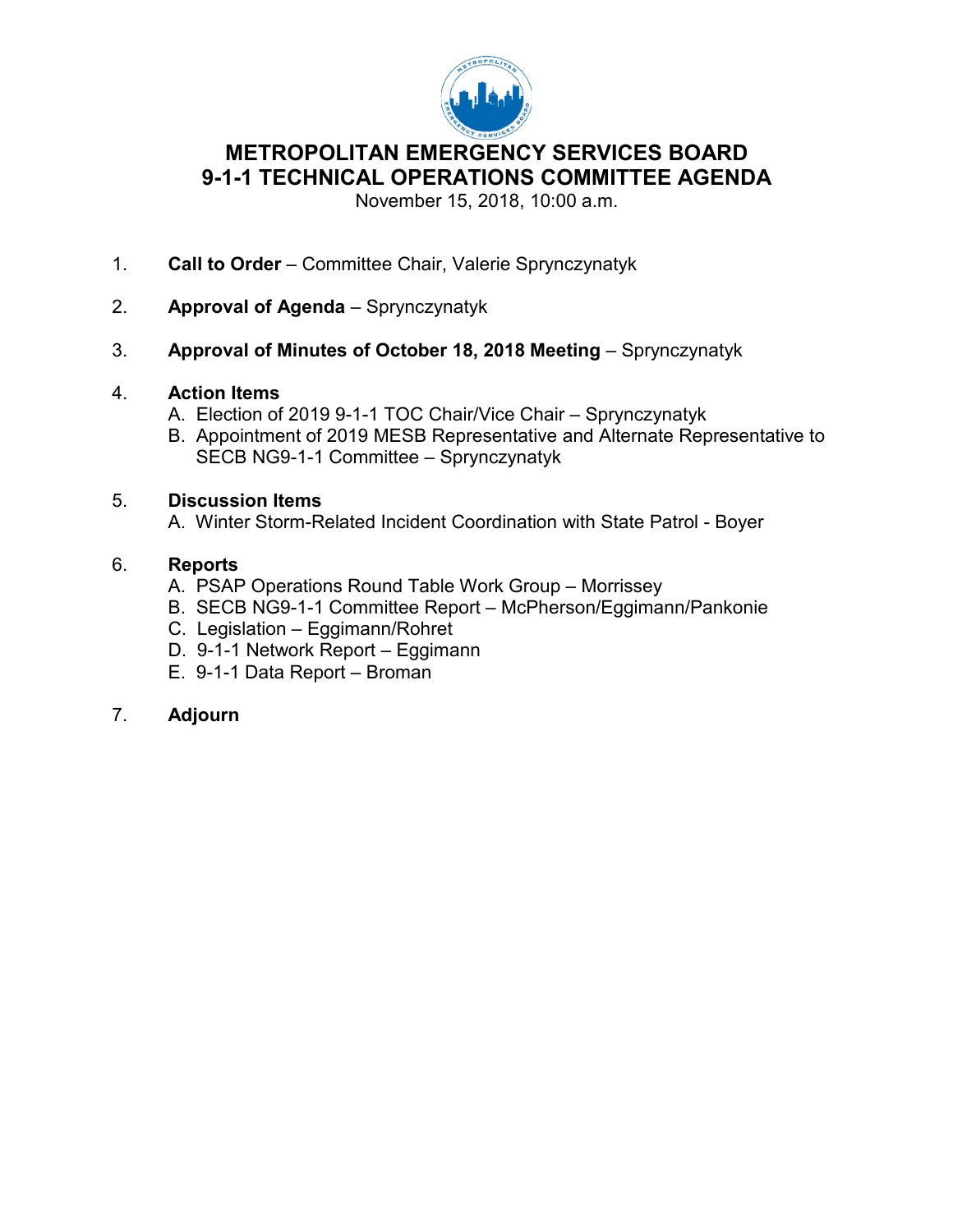# METROPOLITAN EMERGENCY SERVICES BOARD
# 9-1-1 TECHNICAL OPERATIONS COMMITTEE AGENDA

November 15, 2018, 10:00 a.m.

1. **Call to Order** – Committee Chair, Valerie Sprynczynatyk

2. **Approval of Agenda** – Sprynczynatyk

3. **Approval of Minutes of October 18, 2018 Meeting** – Sprynczynatyk

4. **Action Items**
   - A. Election of 2019 9-1-1 TOC Chair/Vice Chair – Sprynczynatyk
   - B. Appointment of 2019 MESB Representative and Alternate Representative to SECB NG9-1-1 Committee – Sprynczynatyk

5. **Discussion Items**
   - A. Winter Storm-Related Incident Coordination with State Patrol - Boyer

6. **Reports**
   - A. PSAP Operations Round Table Work Group – Morrissey
   - B. SECB NG9-1-1 Committee Report – McPherson/Eggimann/Pankonie
   - C. Legislation – Eggimann/Rohret
   - D. 9-1-1 Network Report – Eggimann
   - E. 9-1-1 Data Report – Broman

7. **Adjourn**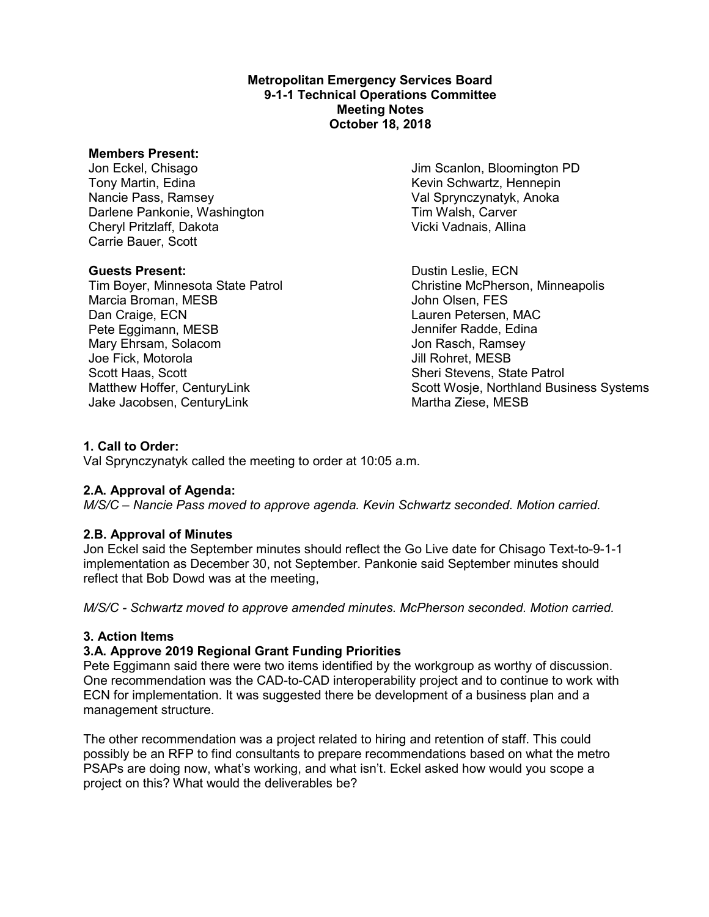**Metropolitan Emergency Services Board**
**9-1-1 Technical Operations Committee**
**Meeting Notes**
**October 18, 2018**

**Members Present:**

Jon Eckel, Chisago
Tony Martin, Edina
Nancie Pass, Ramsey
Darlene Pankonie, Washington
Cheryl Pritzlaff, Dakota
Carrie Bauer, Scott
Jim Scanlon, Bloomington PD
Kevin Schwartz, Hennepin
Val Sprynczynatyk, Anoka
Tim Walsh, Carver
Vicki Vadnais, Allina

**Guests Present:**

Tim Boyer, Minnesota State Patrol
Marcia Broman, MESB
Dan Craige, ECN
Pete Eggimann, MESB
Mary Ehrsam, Solacom
Joe Fick, Motorola
Scott Haas, Scott
Matthew Hoffer, CenturyLink
Jake Jacobsen, CenturyLink
Dustin Leslie, ECN
Christine McPherson, Minneapolis
John Olsen, FES
Lauren Petersen, MAC
Jennifer Radde, Edina
Jon Rasch, Ramsey
Jill Rohret, MESB
Sheri Stevens, State Patrol
Scott Wosje, Northland Business Systems
Martha Ziese, MESB

**1. Call to Order:**

Val Sprynczynatyk called the meeting to order at 10:05 a.m.

**2.A. Approval of Agenda:**

*M/S/C – Nancie Pass moved to approve agenda. Kevin Schwartz seconded. Motion carried.*

**2.B. Approval of Minutes**

Jon Eckel said the September minutes should reflect the Go Live date for Chisago Text-to-9-1-1 implementation as December 30, not September. Pankonie said September minutes should reflect that Bob Dowd was at the meeting,

*M/S/C - Schwartz moved to approve amended minutes. McPherson seconded. Motion carried.*

**3. Action Items**

**3.A. Approve 2019 Regional Grant Funding Priorities**

Pete Eggimann said there were two items identified by the workgroup as worthy of discussion. One recommendation was the CAD-to-CAD interoperability project and to continue to work with ECN for implementation. It was suggested there be development of a business plan and a management structure.

The other recommendation was a project related to hiring and retention of staff. This could possibly be an RFP to find consultants to prepare recommendations based on what the metro PSAPs are doing now, what's working, and what isn't. Eckel asked how would you scope a project on this? What would the deliverables be?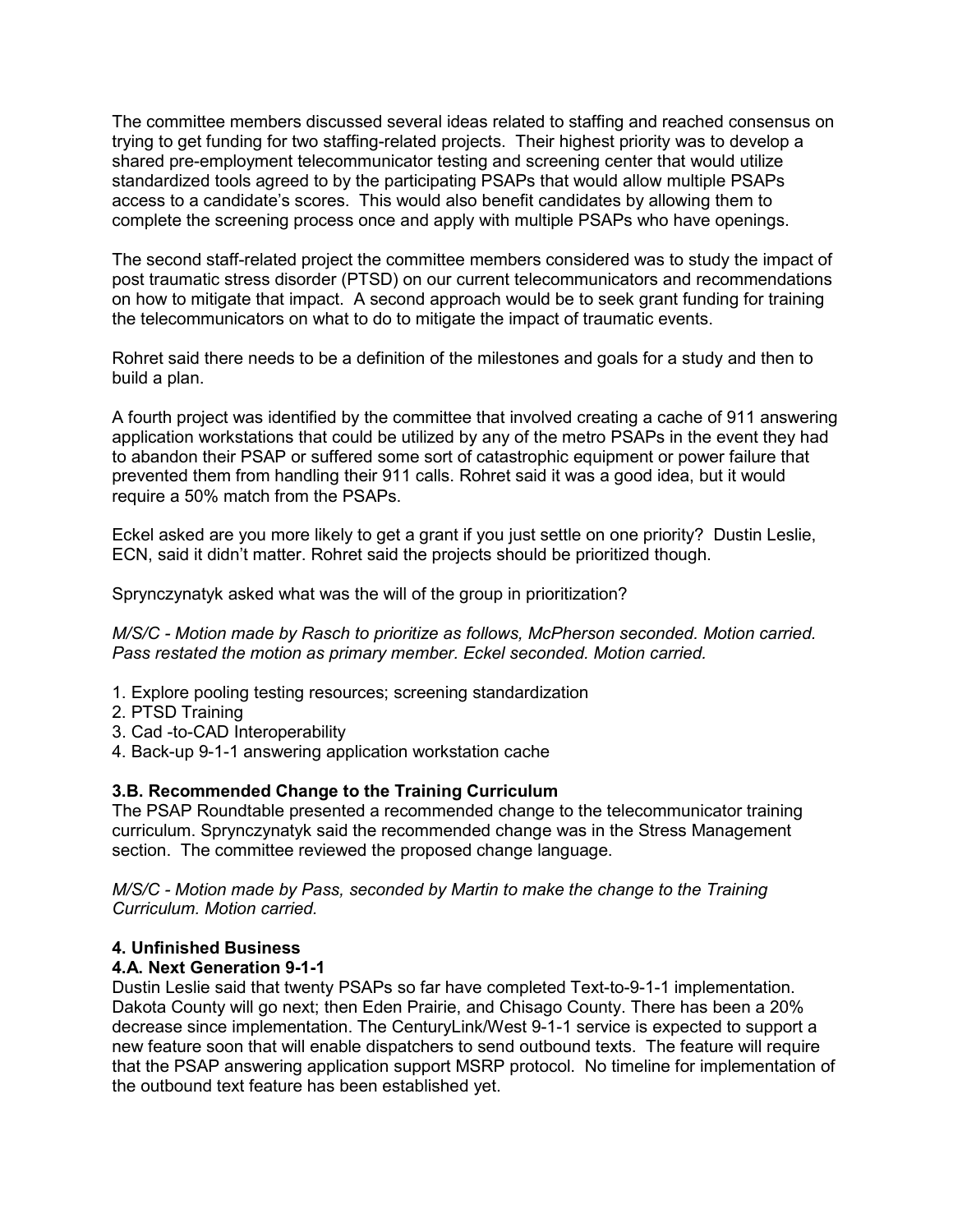The committee members discussed several ideas related to staffing and reached consensus on trying to get funding for two staffing-related projects. Their highest priority was to develop a shared pre-employment telecommunicator testing and screening center that would utilize standardized tools agreed to by the participating PSAPs that would allow multiple PSAPs access to a candidate's scores. This would also benefit candidates by allowing them to complete the screening process once and apply with multiple PSAPs who have openings.

The second staff-related project the committee members considered was to study the impact of post traumatic stress disorder (PTSD) on our current telecommunicators and recommendations on how to mitigate that impact. A second approach would be to seek grant funding for training the telecommunicators on what to do to mitigate the impact of traumatic events.

Rohret said there needs to be a definition of the milestones and goals for a study and then to build a plan.

A fourth project was identified by the committee that involved creating a cache of 911 answering application workstations that could be utilized by any of the metro PSAPs in the event they had to abandon their PSAP or suffered some sort of catastrophic equipment or power failure that prevented them from handling their 911 calls. Rohret said it was a good idea, but it would require a 50% match from the PSAPs.

Eckel asked are you more likely to get a grant if you just settle on one priority? Dustin Leslie, ECN, said it didn't matter. Rohret said the projects should be prioritized though.

Sprynczynatyk asked what was the will of the group in prioritization?

*M/S/C - Motion made by Rasch to prioritize as follows, McPherson seconded. Motion carried. Pass restated the motion as primary member. Eckel seconded. Motion carried.*

1. Explore pooling testing resources; screening standardization
2. PTSD Training
3. Cad -to-CAD Interoperability
4. Back-up 9-1-1 answering application workstation cache

### 3.B. Recommended Change to the Training Curriculum

The PSAP Roundtable presented a recommended change to the telecommunicator training curriculum. Sprynczynatyk said the recommended change was in the Stress Management section. The committee reviewed the proposed change language.

*M/S/C - Motion made by Pass, seconded by Martin to make the change to the Training Curriculum. Motion carried.*

## 4. Unfinished Business

### 4.A. Next Generation 9-1-1

Dustin Leslie said that twenty PSAPs so far have completed Text-to-9-1-1 implementation. Dakota County will go next; then Eden Prairie, and Chisago County. There has been a 20% decrease since implementation. The CenturyLink/West 9-1-1 service is expected to support a new feature soon that will enable dispatchers to send outbound texts. The feature will require that the PSAP answering application support MSRP protocol. No timeline for implementation of the outbound text feature has been established yet.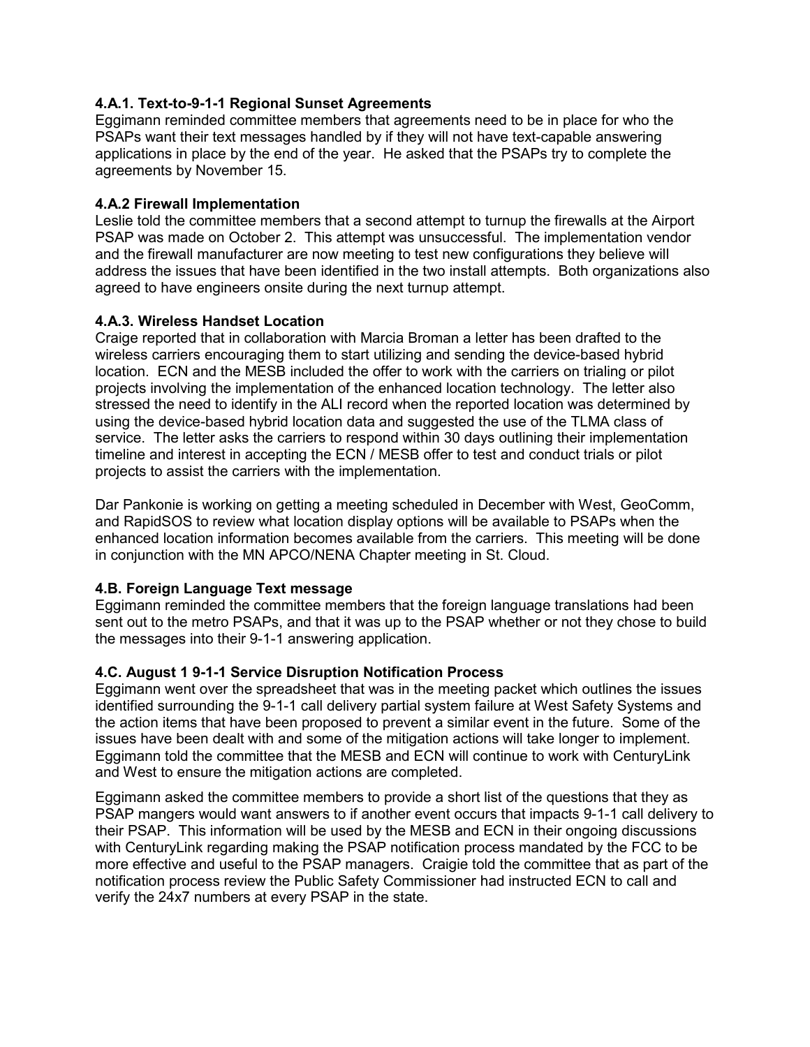#### 4.A.1. Text-to-9-1-1 Regional Sunset Agreements

Eggimann reminded committee members that agreements need to be in place for who the PSAPs want their text messages handled by if they will not have text-capable answering applications in place by the end of the year. He asked that the PSAPs try to complete the agreements by November 15.

#### 4.A.2 Firewall Implementation

Leslie told the committee members that a second attempt to turnup the firewalls at the Airport PSAP was made on October 2. This attempt was unsuccessful. The implementation vendor and the firewall manufacturer are now meeting to test new configurations they believe will address the issues that have been identified in the two install attempts. Both organizations also agreed to have engineers onsite during the next turnup attempt.

#### 4.A.3. Wireless Handset Location

Craige reported that in collaboration with Marcia Broman a letter has been drafted to the wireless carriers encouraging them to start utilizing and sending the device-based hybrid location. ECN and the MESB included the offer to work with the carriers on trialing or pilot projects involving the implementation of the enhanced location technology. The letter also stressed the need to identify in the ALI record when the reported location was determined by using the device-based hybrid location data and suggested the use of the TLMA class of service. The letter asks the carriers to respond within 30 days outlining their implementation timeline and interest in accepting the ECN / MESB offer to test and conduct trials or pilot projects to assist the carriers with the implementation.

Dar Pankonie is working on getting a meeting scheduled in December with West, GeoComm, and RapidSOS to review what location display options will be available to PSAPs when the enhanced location information becomes available from the carriers. This meeting will be done in conjunction with the MN APCO/NENA Chapter meeting in St. Cloud.

#### 4.B. Foreign Language Text message

Eggimann reminded the committee members that the foreign language translations had been sent out to the metro PSAPs, and that it was up to the PSAP whether or not they chose to build the messages into their 9-1-1 answering application.

#### 4.C. August 1 9-1-1 Service Disruption Notification Process

Eggimann went over the spreadsheet that was in the meeting packet which outlines the issues identified surrounding the 9-1-1 call delivery partial system failure at West Safety Systems and the action items that have been proposed to prevent a similar event in the future. Some of the issues have been dealt with and some of the mitigation actions will take longer to implement. Eggimann told the committee that the MESB and ECN will continue to work with CenturyLink and West to ensure the mitigation actions are completed.

Eggimann asked the committee members to provide a short list of the questions that they as PSAP mangers would want answers to if another event occurs that impacts 9-1-1 call delivery to their PSAP. This information will be used by the MESB and ECN in their ongoing discussions with CenturyLink regarding making the PSAP notification process mandated by the FCC to be more effective and useful to the PSAP managers. Craigie told the committee that as part of the notification process review the Public Safety Commissioner had instructed ECN to call and verify the 24x7 numbers at every PSAP in the state.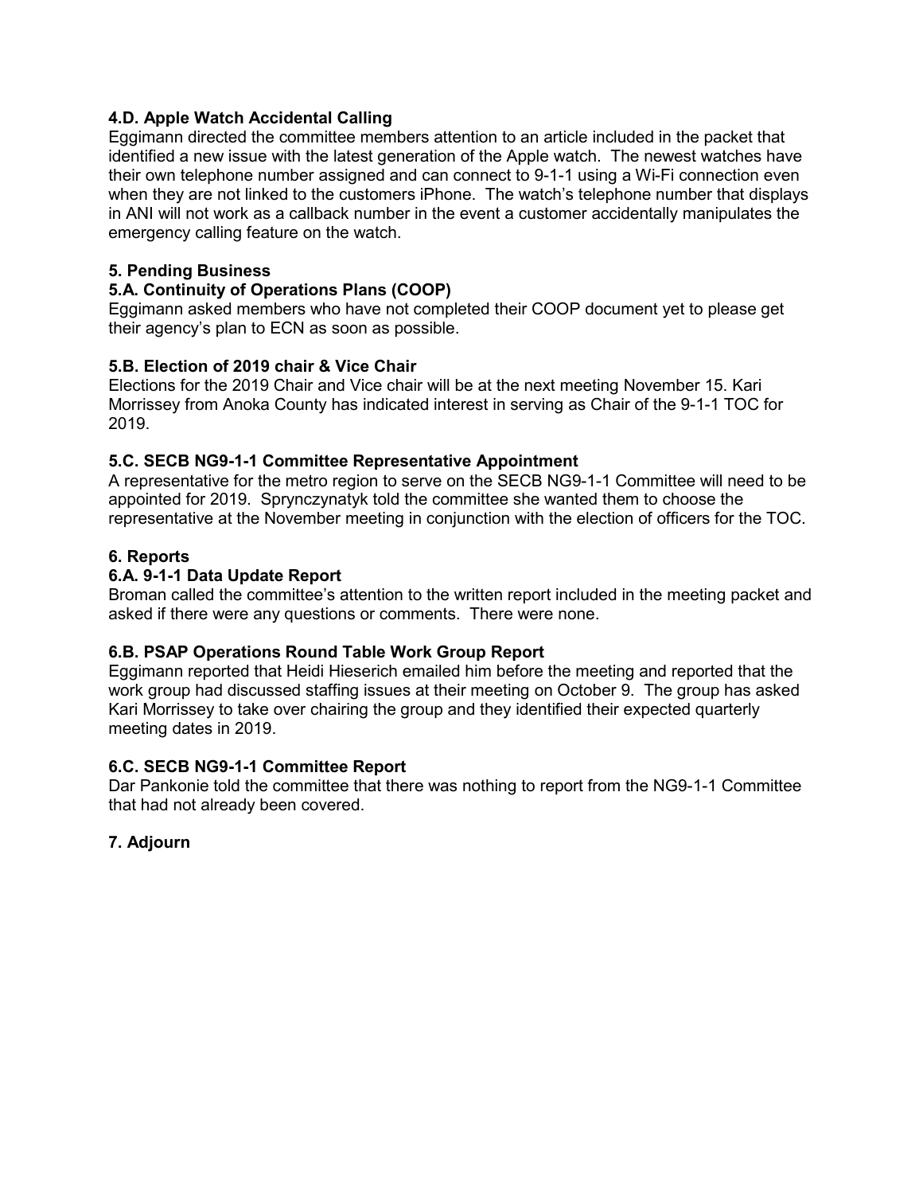**4.D. Apple Watch Accidental Calling**

Eggimann directed the committee members attention to an article included in the packet that identified a new issue with the latest generation of the Apple watch. The newest watches have their own telephone number assigned and can connect to 9-1-1 using a Wi-Fi connection even when they are not linked to the customers iPhone. The watch's telephone number that displays in ANI will not work as a callback number in the event a customer accidentally manipulates the emergency calling feature on the watch.

**5. Pending Business**

**5.A. Continuity of Operations Plans (COOP)**

Eggimann asked members who have not completed their COOP document yet to please get their agency's plan to ECN as soon as possible.

**5.B. Election of 2019 chair & Vice Chair**

Elections for the 2019 Chair and Vice chair will be at the next meeting November 15. Kari Morrissey from Anoka County has indicated interest in serving as Chair of the 9-1-1 TOC for 2019.

**5.C. SECB NG9-1-1 Committee Representative Appointment**

A representative for the metro region to serve on the SECB NG9-1-1 Committee will need to be appointed for 2019. Sprynczynatyk told the committee she wanted them to choose the representative at the November meeting in conjunction with the election of officers for the TOC.

**6. Reports**

**6.A. 9-1-1 Data Update Report**

Broman called the committee's attention to the written report included in the meeting packet and asked if there were any questions or comments. There were none.

**6.B. PSAP Operations Round Table Work Group Report**

Eggimann reported that Heidi Hieserich emailed him before the meeting and reported that the work group had discussed staffing issues at their meeting on October 9. The group has asked Kari Morrissey to take over chairing the group and they identified their expected quarterly meeting dates in 2019.

**6.C. SECB NG9-1-1 Committee Report**

Dar Pankonie told the committee that there was nothing to report from the NG9-1-1 Committee that had not already been covered.

**7. Adjourn**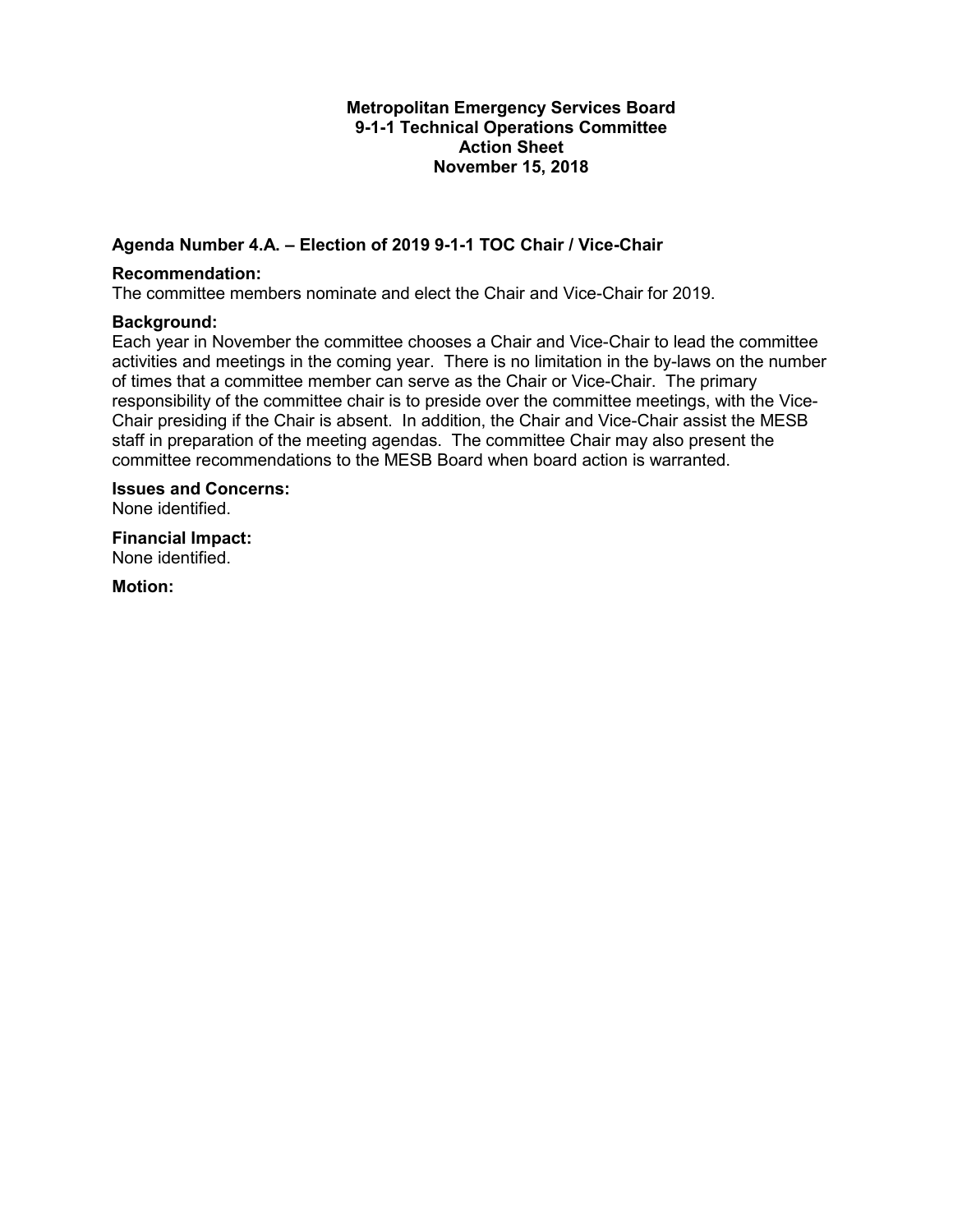**Metropolitan Emergency Services Board**
**9-1-1 Technical Operations Committee**
**Action Sheet**
**November 15, 2018**

### Agenda Number 4.A. – Election of 2019 9-1-1 TOC Chair / Vice-Chair

**Recommendation:**
The committee members nominate and elect the Chair and Vice-Chair for 2019.

**Background:**
Each year in November the committee chooses a Chair and Vice-Chair to lead the committee activities and meetings in the coming year. There is no limitation in the by-laws on the number of times that a committee member can serve as the Chair or Vice-Chair. The primary responsibility of the committee chair is to preside over the committee meetings, with the Vice-Chair presiding if the Chair is absent. In addition, the Chair and Vice-Chair assist the MESB staff in preparation of the meeting agendas. The committee Chair may also present the committee recommendations to the MESB Board when board action is warranted.

**Issues and Concerns:**
None identified.

**Financial Impact:**
None identified.

**Motion:**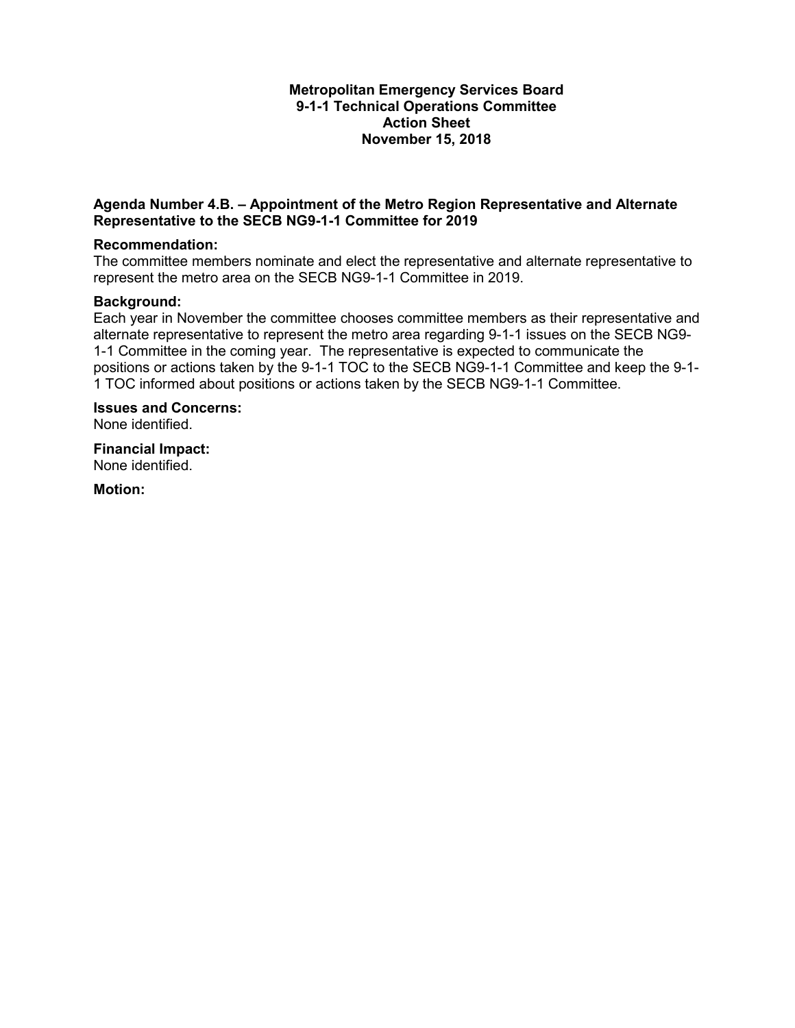**Metropolitan Emergency Services Board**
**9-1-1 Technical Operations Committee**
**Action Sheet**
**November 15, 2018**

**Agenda Number 4.B. – Appointment of the Metro Region Representative and Alternate Representative to the SECB NG9-1-1 Committee for 2019**

**Recommendation:**
The committee members nominate and elect the representative and alternate representative to represent the metro area on the SECB NG9-1-1 Committee in 2019.

**Background:**
Each year in November the committee chooses committee members as their representative and alternate representative to represent the metro area regarding 9-1-1 issues on the SECB NG9-1-1 Committee in the coming year. The representative is expected to communicate the positions or actions taken by the 9-1-1 TOC to the SECB NG9-1-1 Committee and keep the 9-1-1 TOC informed about positions or actions taken by the SECB NG9-1-1 Committee.

**Issues and Concerns:**
None identified.

**Financial Impact:**
None identified.

**Motion:**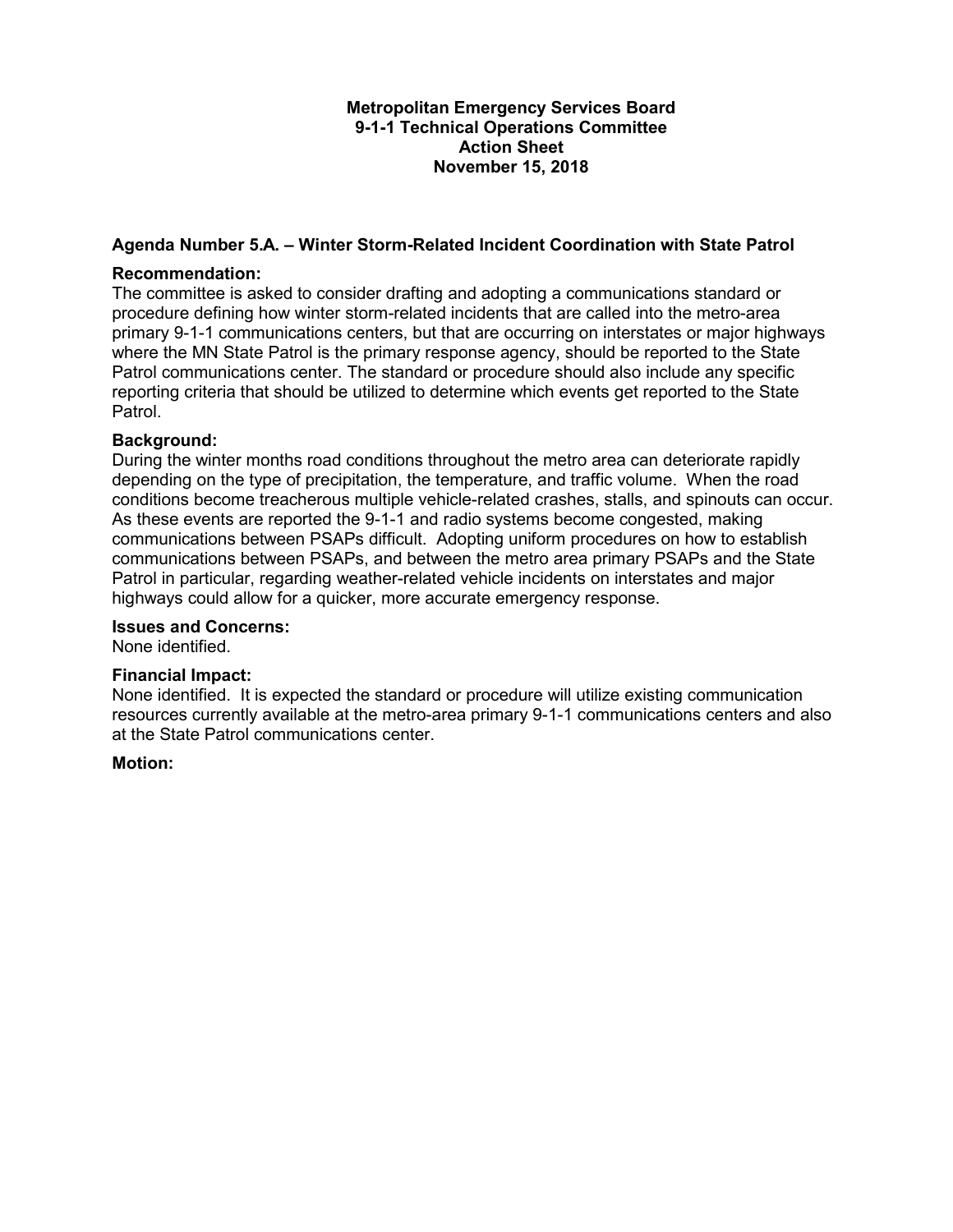**Metropolitan Emergency Services Board**
**9-1-1 Technical Operations Committee**
**Action Sheet**
**November 15, 2018**

**Agenda Number 5.A. – Winter Storm-Related Incident Coordination with State Patrol**

**Recommendation:**
The committee is asked to consider drafting and adopting a communications standard or procedure defining how winter storm-related incidents that are called into the metro-area primary 9-1-1 communications centers, but that are occurring on interstates or major highways where the MN State Patrol is the primary response agency, should be reported to the State Patrol communications center. The standard or procedure should also include any specific reporting criteria that should be utilized to determine which events get reported to the State Patrol.

**Background:**
During the winter months road conditions throughout the metro area can deteriorate rapidly depending on the type of precipitation, the temperature, and traffic volume. When the road conditions become treacherous multiple vehicle-related crashes, stalls, and spinouts can occur. As these events are reported the 9-1-1 and radio systems become congested, making communications between PSAPs difficult. Adopting uniform procedures on how to establish communications between PSAPs, and between the metro area primary PSAPs and the State Patrol in particular, regarding weather-related vehicle incidents on interstates and major highways could allow for a quicker, more accurate emergency response.

**Issues and Concerns:**
None identified.

**Financial Impact:**
None identified. It is expected the standard or procedure will utilize existing communication resources currently available at the metro-area primary 9-1-1 communications centers and also at the State Patrol communications center.

**Motion:**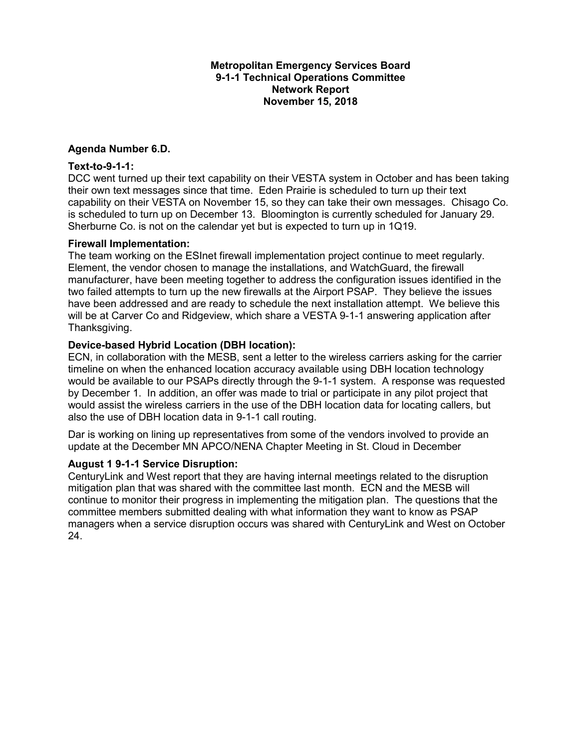**Metropolitan Emergency Services Board**
**9-1-1 Technical Operations Committee**
**Network Report**
**November 15, 2018**

**Agenda Number 6.D.**

**Text-to-9-1-1:**

DCC went turned up their text capability on their VESTA system in October and has been taking their own text messages since that time. Eden Prairie is scheduled to turn up their text capability on their VESTA on November 15, so they can take their own messages. Chisago Co. is scheduled to turn up on December 13. Bloomington is currently scheduled for January 29. Sherburne Co. is not on the calendar yet but is expected to turn up in 1Q19.

**Firewall Implementation:**

The team working on the ESInet firewall implementation project continue to meet regularly. Element, the vendor chosen to manage the installations, and WatchGuard, the firewall manufacturer, have been meeting together to address the configuration issues identified in the two failed attempts to turn up the new firewalls at the Airport PSAP. They believe the issues have been addressed and are ready to schedule the next installation attempt. We believe this will be at Carver Co and Ridgeview, which share a VESTA 9-1-1 answering application after Thanksgiving.

**Device-based Hybrid Location (DBH location):**

ECN, in collaboration with the MESB, sent a letter to the wireless carriers asking for the carrier timeline on when the enhanced location accuracy available using DBH location technology would be available to our PSAPs directly through the 9-1-1 system. A response was requested by December 1. In addition, an offer was made to trial or participate in any pilot project that would assist the wireless carriers in the use of the DBH location data for locating callers, but also the use of DBH location data in 9-1-1 call routing.

Dar is working on lining up representatives from some of the vendors involved to provide an update at the December MN APCO/NENA Chapter Meeting in St. Cloud in December

**August 1 9-1-1 Service Disruption:**

CenturyLink and West report that they are having internal meetings related to the disruption mitigation plan that was shared with the committee last month. ECN and the MESB will continue to monitor their progress in implementing the mitigation plan. The questions that the committee members submitted dealing with what information they want to know as PSAP managers when a service disruption occurs was shared with CenturyLink and West on October 24.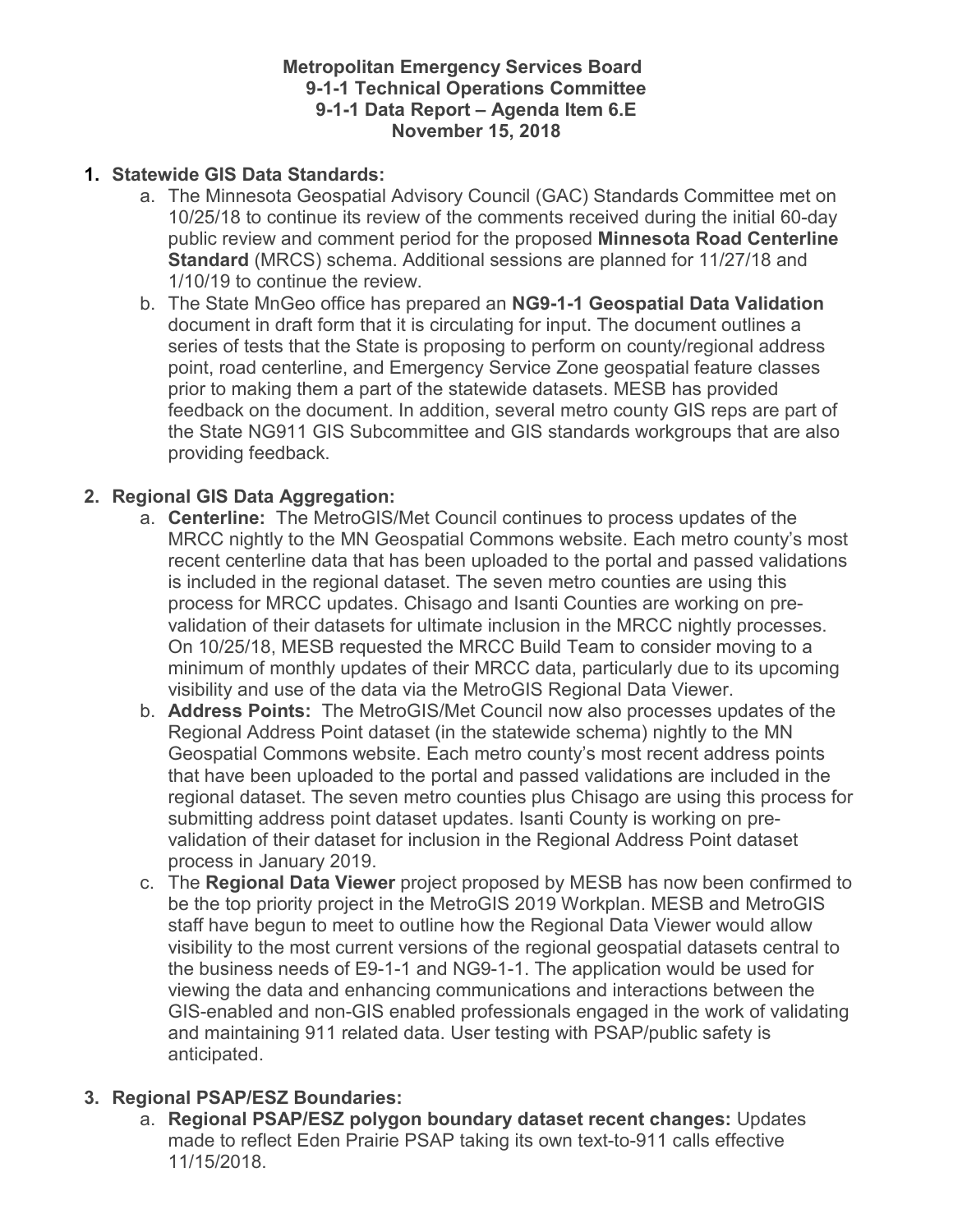**Metropolitan Emergency Services Board**
**9-1-1 Technical Operations Committee**
**9-1-1 Data Report – Agenda Item 6.E**
**November 15, 2018**

1. **Statewide GIS Data Standards:**
   a. The Minnesota Geospatial Advisory Council (GAC) Standards Committee met on 10/25/18 to continue its review of the comments received during the initial 60-day public review and comment period for the proposed **Minnesota Road Centerline Standard** (MRCS) schema. Additional sessions are planned for 11/27/18 and 1/10/19 to continue the review.
   b. The State MnGeo office has prepared an **NG9-1-1 Geospatial Data Validation** document in draft form that it is circulating for input. The document outlines a series of tests that the State is proposing to perform on county/regional address point, road centerline, and Emergency Service Zone geospatial feature classes prior to making them a part of the statewide datasets. MESB has provided feedback on the document. In addition, several metro county GIS reps are part of the State NG911 GIS Subcommittee and GIS standards workgroups that are also providing feedback.

2. **Regional GIS Data Aggregation:**
   a. **Centerline:** The MetroGIS/Met Council continues to process updates of the MRCC nightly to the MN Geospatial Commons website. Each metro county's most recent centerline data that has been uploaded to the portal and passed validations is included in the regional dataset. The seven metro counties are using this process for MRCC updates. Chisago and Isanti Counties are working on pre-validation of their datasets for ultimate inclusion in the MRCC nightly processes. On 10/25/18, MESB requested the MRCC Build Team to consider moving to a minimum of monthly updates of their MRCC data, particularly due to its upcoming visibility and use of the data via the MetroGIS Regional Data Viewer.
   b. **Address Points:** The MetroGIS/Met Council now also processes updates of the Regional Address Point dataset (in the statewide schema) nightly to the MN Geospatial Commons website. Each metro county's most recent address points that have been uploaded to the portal and passed validations are included in the regional dataset. The seven metro counties plus Chisago are using this process for submitting address point dataset updates. Isanti County is working on pre-validation of their dataset for inclusion in the Regional Address Point dataset process in January 2019.
   c. The **Regional Data Viewer** project proposed by MESB has now been confirmed to be the top priority project in the MetroGIS 2019 Workplan. MESB and MetroGIS staff have begun to meet to outline how the Regional Data Viewer would allow visibility to the most current versions of the regional geospatial datasets central to the business needs of E9-1-1 and NG9-1-1. The application would be used for viewing the data and enhancing communications and interactions between the GIS-enabled and non-GIS enabled professionals engaged in the work of validating and maintaining 911 related data. User testing with PSAP/public safety is anticipated.

3. **Regional PSAP/ESZ Boundaries:**
   a. **Regional PSAP/ESZ polygon boundary dataset recent changes:** Updates made to reflect Eden Prairie PSAP taking its own text-to-911 calls effective 11/15/2018.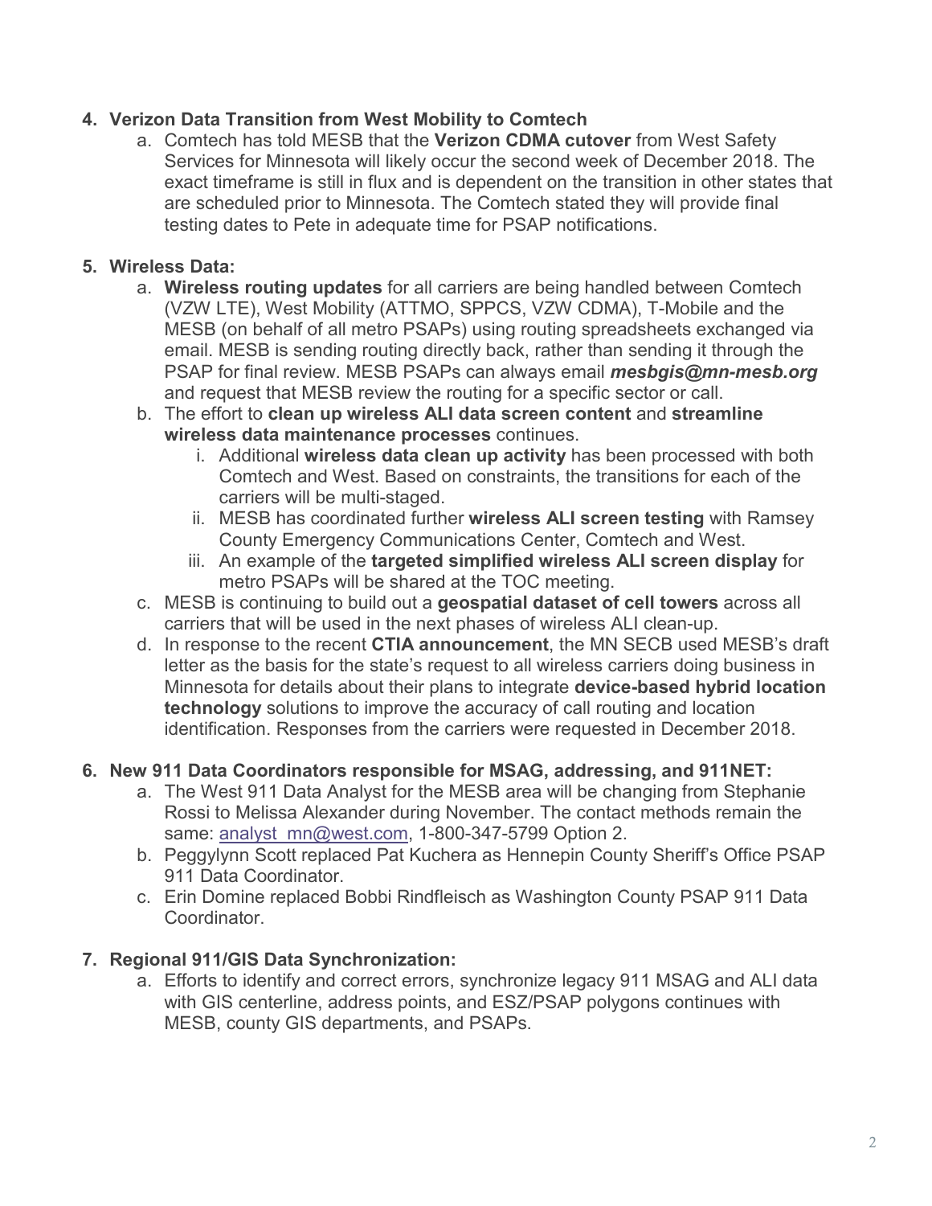4. **Verizon Data Transition from West Mobility to Comtech**
    a. Comtech has told MESB that the **Verizon CDMA cutover** from West Safety Services for Minnesota will likely occur the second week of December 2018. The exact timeframe is still in flux and is dependent on the transition in other states that are scheduled prior to Minnesota. The Comtech stated they will provide final testing dates to Pete in adequate time for PSAP notifications.

5. **Wireless Data:**
    a. **Wireless routing updates** for all carriers are being handled between Comtech (VZW LTE), West Mobility (ATTMO, SPPCS, VZW CDMA), T-Mobile and the MESB (on behalf of all metro PSAPs) using routing spreadsheets exchanged via email. MESB is sending routing directly back, rather than sending it through the PSAP for final review. MESB PSAPs can always email ***mesbgis@mn-mesb.org*** and request that MESB review the routing for a specific sector or call.
    b. The effort to **clean up wireless ALI data screen content** and **streamline wireless data maintenance processes** continues.
        i. Additional **wireless data clean up activity** has been processed with both Comtech and West. Based on constraints, the transitions for each of the carriers will be multi-staged.
        ii. MESB has coordinated further **wireless ALI screen testing** with Ramsey County Emergency Communications Center, Comtech and West.
        iii. An example of the **targeted simplified wireless ALI screen display** for metro PSAPs will be shared at the TOC meeting.
    c. MESB is continuing to build out a **geospatial dataset of cell towers** across all carriers that will be used in the next phases of wireless ALI clean-up.
    d. In response to the recent **CTIA announcement**, the MN SECB used MESB's draft letter as the basis for the state's request to all wireless carriers doing business in Minnesota for details about their plans to integrate **device-based hybrid location technology** solutions to improve the accuracy of call routing and location identification. Responses from the carriers were requested in December 2018.

6. **New 911 Data Coordinators responsible for MSAG, addressing, and 911NET:**
    a. The West 911 Data Analyst for the MESB area will be changing from Stephanie Rossi to Melissa Alexander during November. The contact methods remain the same: analyst_mn@west.com, 1-800-347-5799 Option 2.
    b. Peggylynn Scott replaced Pat Kuchera as Hennepin County Sheriff's Office PSAP 911 Data Coordinator.
    c. Erin Domine replaced Bobbi Rindfleisch as Washington County PSAP 911 Data Coordinator.

7. **Regional 911/GIS Data Synchronization:**
    a. Efforts to identify and correct errors, synchronize legacy 911 MSAG and ALI data with GIS centerline, address points, and ESZ/PSAP polygons continues with MESB, county GIS departments, and PSAPs.